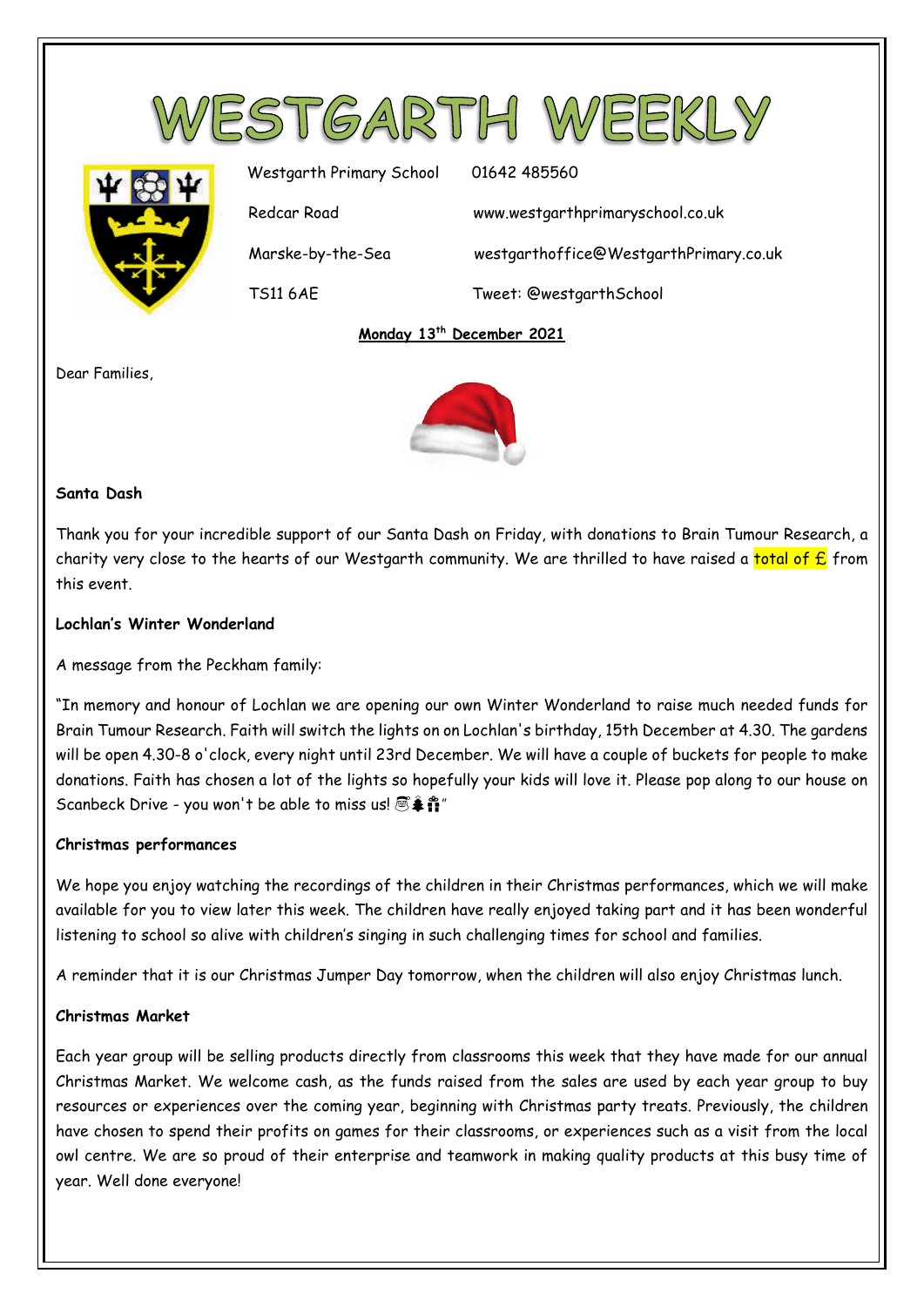# WESTGARTH WEEKLY

Westgarth Primary School
Redcar Road
Marske-by-the-Sea
TS11 6AE

01642 485560
www.westgarthprimaryschool.co.uk
westgarthoffice@WestgarthPrimary.co.uk
Tweet: @westgarthSchool

**Monday 13th December 2021**

Dear Families,

**Santa Dash**

Thank you for your incredible support of our Santa Dash on Friday, with donations to Brain Tumour Research, a charity very close to the hearts of our Westgarth community. We are thrilled to have raised a total of £ from this event.

**Lochlan's Winter Wonderland**

A message from the Peckham family:

"In memory and honour of Lochlan we are opening our own Winter Wonderland to raise much needed funds for Brain Tumour Research. Faith will switch the lights on on Lochlan's birthday, 15th December at 4.30. The gardens will be open 4.30-8 o'clock, every night until 23rd December. We will have a couple of buckets for people to make donations. Faith has chosen a lot of the lights so hopefully your kids will love it. Please pop along to our house on Scanbeck Drive - you won't be able to miss us! 🎅🎄🎁"

**Christmas performances**

We hope you enjoy watching the recordings of the children in their Christmas performances, which we will make available for you to view later this week. The children have really enjoyed taking part and it has been wonderful listening to school so alive with children's singing in such challenging times for school and families.

A reminder that it is our Christmas Jumper Day tomorrow, when the children will also enjoy Christmas lunch.

**Christmas Market**

Each year group will be selling products directly from classrooms this week that they have made for our annual Christmas Market. We welcome cash, as the funds raised from the sales are used by each year group to buy resources or experiences over the coming year, beginning with Christmas party treats. Previously, the children have chosen to spend their profits on games for their classrooms, or experiences such as a visit from the local owl centre. We are so proud of their enterprise and teamwork in making quality products at this busy time of year. Well done everyone!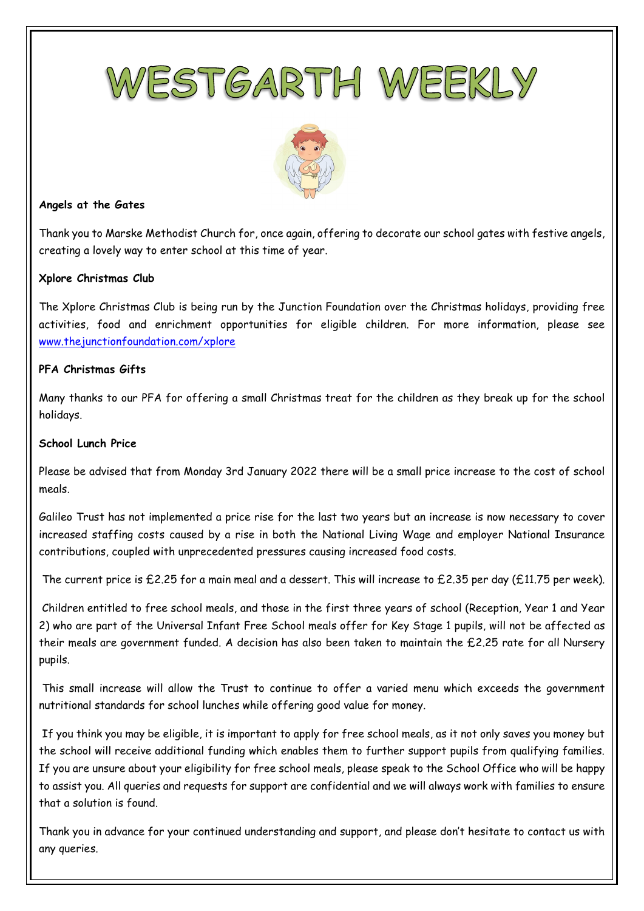# WESTGARTH WEEKLY

**Angels at the Gates**

Thank you to Marske Methodist Church for, once again, offering to decorate our school gates with festive angels, creating a lovely way to enter school at this time of year.

**Xplore Christmas Club**

The Xplore Christmas Club is being run by the Junction Foundation over the Christmas holidays, providing free activities, food and enrichment opportunities for eligible children. For more information, please see [www.thejunctionfoundation.com/xplore](www.thejunctionfoundation.com/xplore)

**PFA Christmas Gifts**

Many thanks to our PFA for offering a small Christmas treat for the children as they break up for the school holidays.

**School Lunch Price**

Please be advised that from Monday 3rd January 2022 there will be a small price increase to the cost of school meals.

Galileo Trust has not implemented a price rise for the last two years but an increase is now necessary to cover increased staffing costs caused by a rise in both the National Living Wage and employer National Insurance contributions, coupled with unprecedented pressures causing increased food costs.

The current price is £2.25 for a main meal and a dessert. This will increase to £2.35 per day (£11.75 per week).

Children entitled to free school meals, and those in the first three years of school (Reception, Year 1 and Year 2) who are part of the Universal Infant Free School meals offer for Key Stage 1 pupils, will not be affected as their meals are government funded. A decision has also been taken to maintain the £2.25 rate for all Nursery pupils.

This small increase will allow the Trust to continue to offer a varied menu which exceeds the government nutritional standards for school lunches while offering good value for money.

If you think you may be eligible, it is important to apply for free school meals, as it not only saves you money but the school will receive additional funding which enables them to further support pupils from qualifying families. If you are unsure about your eligibility for free school meals, please speak to the School Office who will be happy to assist you. All queries and requests for support are confidential and we will always work with families to ensure that a solution is found.

Thank you in advance for your continued understanding and support, and please don't hesitate to contact us with any queries.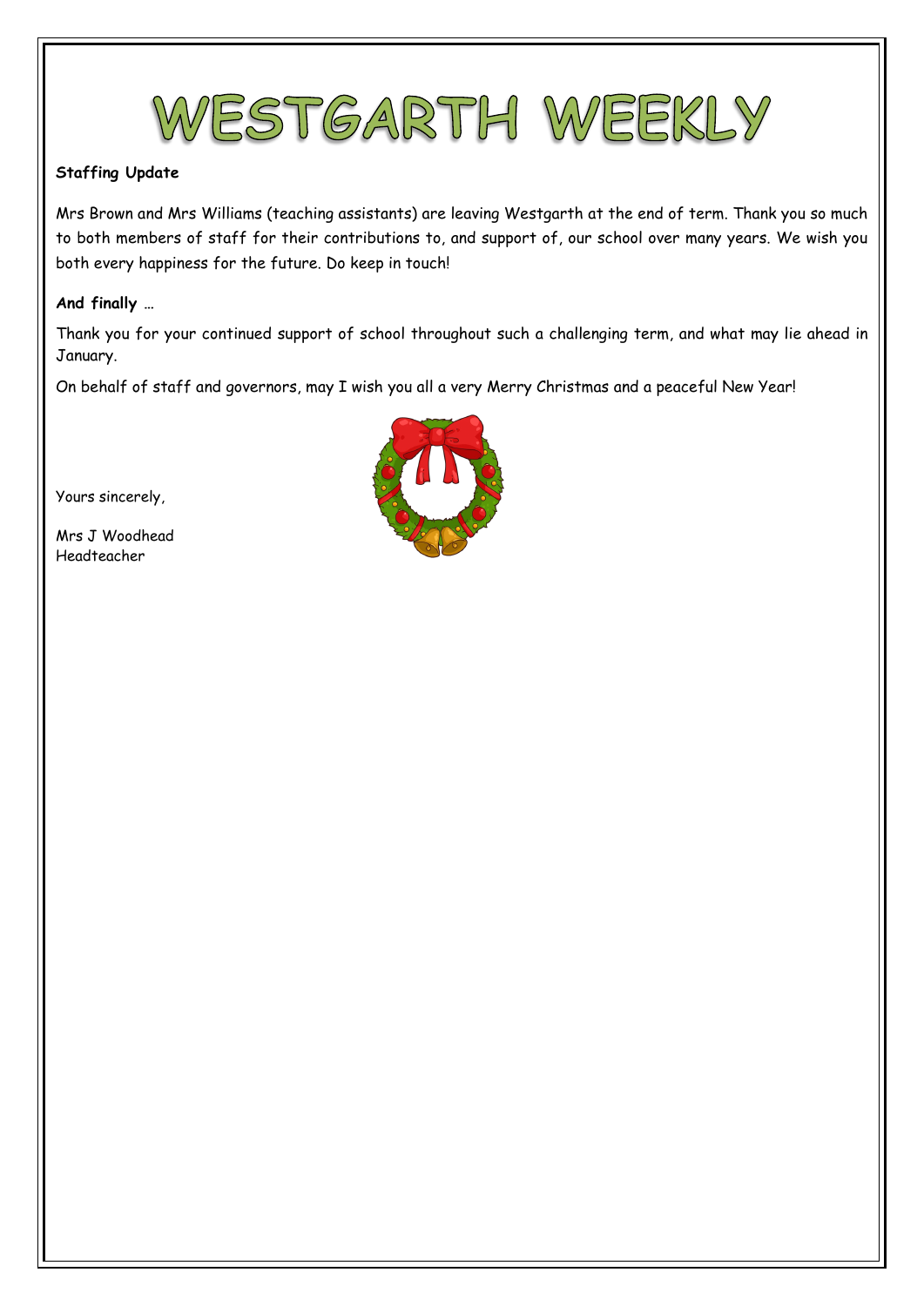# WESTGARTH WEEKLY

**Staffing Update**

Mrs Brown and Mrs Williams (teaching assistants) are leaving Westgarth at the end of term. Thank you so much to both members of staff for their contributions to, and support of, our school over many years. We wish you both every happiness for the future. Do keep in touch!

**And finally …**

Thank you for your continued support of school throughout such a challenging term, and what may lie ahead in January.

On behalf of staff and governors, may I wish you all a very Merry Christmas and a peaceful New Year!

Yours sincerely,

Mrs J Woodhead
Headteacher